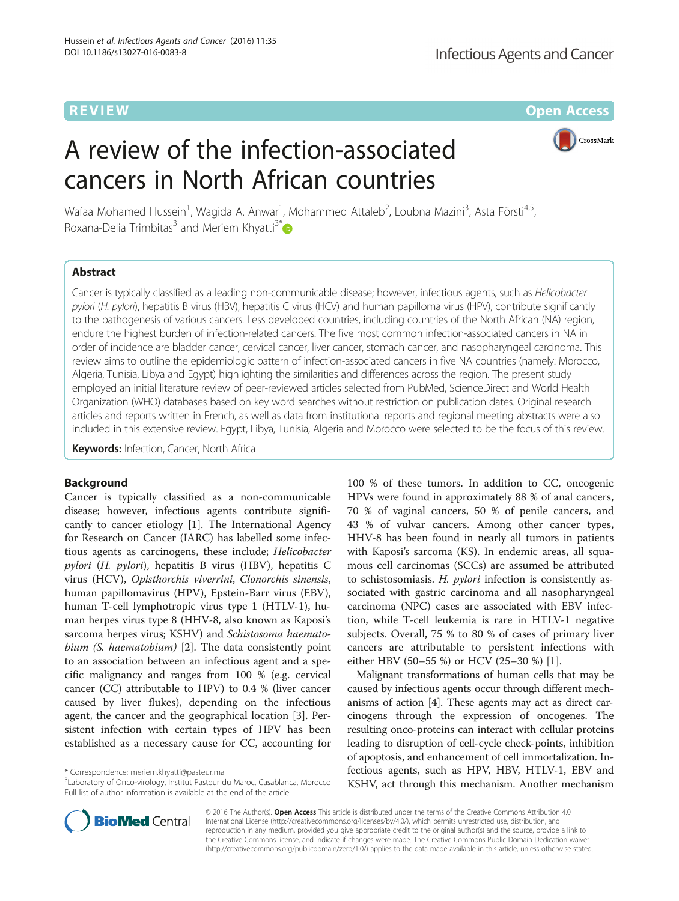REVIEW Open Access

# A review of the infection-associated cancers in North African countries

Wafaa Mohamed Hussein[1], Wagida A. Anwar[1], Mohammed Attaleb[2], Loubna Mazini[3], Asta Försti[4,5], Roxana-Delia Trimbitas[3] and Meriem Khyatti[3*]

## Abstract

Cancer is typically classified as a leading non-communicable disease; however, infectious agents, such as *Helicobacter pylori* (*H. pylori*), hepatitis B virus (HBV), hepatitis C virus (HCV) and human papilloma virus (HPV), contribute significantly to the pathogenesis of various cancers. Less developed countries, including countries of the North African (NA) region, endure the highest burden of infection-related cancers. The five most common infection-associated cancers in NA in order of incidence are bladder cancer, cervical cancer, liver cancer, stomach cancer, and nasopharyngeal carcinoma. This review aims to outline the epidemiologic pattern of infection-associated cancers in five NA countries (namely: Morocco, Algeria, Tunisia, Libya and Egypt) highlighting the similarities and differences across the region. The present study employed an initial literature review of peer-reviewed articles selected from PubMed, ScienceDirect and World Health Organization (WHO) databases based on key word searches without restriction on publication dates. Original research articles and reports written in French, as well as data from institutional reports and regional meeting abstracts were also included in this extensive review. Egypt, Libya, Tunisia, Algeria and Morocco were selected to be the focus of this review.

**Keywords:** Infection, Cancer, North Africa

## Background

Cancer is typically classified as a non-communicable disease; however, infectious agents contribute significantly to cancer etiology [1]. The International Agency for Research on Cancer (IARC) has labelled some infectious agents as carcinogens, these include; *Helicobacter pylori* (*H. pylori*), hepatitis B virus (HBV), hepatitis C virus (HCV), *Opisthorchis viverrini*, *Clonorchis sinensis*, human papillomavirus (HPV), Epstein-Barr virus (EBV), human T-cell lymphotropic virus type 1 (HTLV-1), human herpes virus type 8 (HHV-8, also known as Kaposi's sarcoma herpes virus; KSHV) and *Schistosoma haematobium (S. haematobium)* [2]. The data consistently point to an association between an infectious agent and a specific malignancy and ranges from 100 % (e.g. cervical cancer (CC) attributable to HPV) to 0.4 % (liver cancer caused by liver flukes), depending on the infectious agent, the cancer and the geographical location [3]. Persistent infection with certain types of HPV has been established as a necessary cause for CC, accounting for 100 % of these tumors. In addition to CC, oncogenic HPVs were found in approximately 88 % of anal cancers, 70 % of vaginal cancers, 50 % of penile cancers, and 43 % of vulvar cancers. Among other cancer types, HHV-8 has been found in nearly all tumors in patients with Kaposi's sarcoma (KS). In endemic areas, all squamous cell carcinomas (SCCs) are assumed be attributed to schistosomiasis. *H. pylori* infection is consistently associated with gastric carcinoma and all nasopharyngeal carcinoma (NPC) cases are associated with EBV infection, while T-cell leukemia is rare in HTLV-1 negative subjects. Overall, 75 % to 80 % of cases of primary liver cancers are attributable to persistent infections with either HBV (50–55 %) or HCV (25–30 %) [1].

Malignant transformations of human cells that may be caused by infectious agents occur through different mechanisms of action [4]. These agents may act as direct carcinogens through the expression of oncogenes. The resulting onco-proteins can interact with cellular proteins leading to disruption of cell-cycle check-points, inhibition of apoptosis, and enhancement of cell immortalization. Infectious agents, such as HPV, HBV, HTLV-1, EBV and KSHV, act through this mechanism. Another mechanism

\* Correspondence: meriem.khyatti@pasteur.ma
[3]Laboratory of Onco-virology, Institut Pasteur du Maroc, Casablanca, Morocco
Full list of author information is available at the end of the article

© 2016 The Author(s). **Open Access** This article is distributed under the terms of the Creative Commons Attribution 4.0 International License (http://creativecommons.org/licenses/by/4.0/), which permits unrestricted use, distribution, and reproduction in any medium, provided you give appropriate credit to the original author(s) and the source, provide a link to the Creative Commons license, and indicate if changes were made. The Creative Commons Public Domain Dedication waiver (http://creativecommons.org/publicdomain/zero/1.0/) applies to the data made available in this article, unless otherwise stated.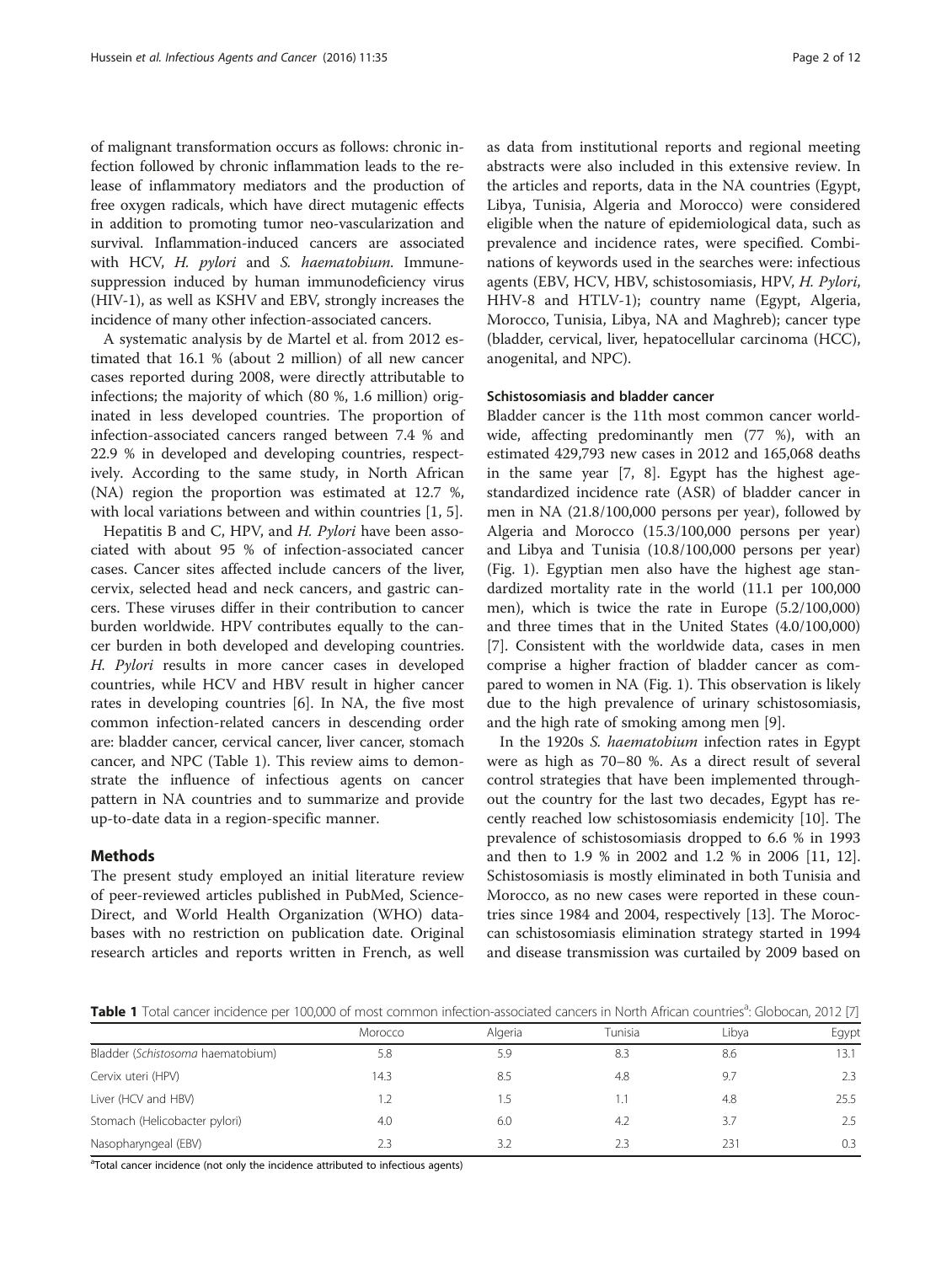of malignant transformation occurs as follows: chronic infection followed by chronic inflammation leads to the release of inflammatory mediators and the production of free oxygen radicals, which have direct mutagenic effects in addition to promoting tumor neo-vascularization and survival. Inflammation-induced cancers are associated with HCV, *H. pylori* and *S. haematobium*. Immune-suppression induced by human immunodeficiency virus (HIV-1), as well as KSHV and EBV, strongly increases the incidence of many other infection-associated cancers.

A systematic analysis by de Martel et al. from 2012 estimated that 16.1 % (about 2 million) of all new cancer cases reported during 2008, were directly attributable to infections; the majority of which (80 %, 1.6 million) originated in less developed countries. The proportion of infection-associated cancers ranged between 7.4 % and 22.9 % in developed and developing countries, respectively. According to the same study, in North African (NA) region the proportion was estimated at 12.7 %, with local variations between and within countries [1, 5].

Hepatitis B and C, HPV, and *H. Pylori* have been associated with about 95 % of infection-associated cancer cases. Cancer sites affected include cancers of the liver, cervix, selected head and neck cancers, and gastric cancers. These viruses differ in their contribution to cancer burden worldwide. HPV contributes equally to the cancer burden in both developed and developing countries. *H. Pylori* results in more cancer cases in developed countries, while HCV and HBV result in higher cancer rates in developing countries [6]. In NA, the five most common infection-related cancers in descending order are: bladder cancer, cervical cancer, liver cancer, stomach cancer, and NPC (Table 1). This review aims to demonstrate the influence of infectious agents on cancer pattern in NA countries and to summarize and provide up-to-date data in a region-specific manner.

## Methods

The present study employed an initial literature review of peer-reviewed articles published in PubMed, Science-Direct, and World Health Organization (WHO) databases with no restriction on publication date. Original research articles and reports written in French, as well as data from institutional reports and regional meeting abstracts were also included in this extensive review. In the articles and reports, data in the NA countries (Egypt, Libya, Tunisia, Algeria and Morocco) were considered eligible when the nature of epidemiological data, such as prevalence and incidence rates, were specified. Combinations of keywords used in the searches were: infectious agents (EBV, HCV, HBV, schistosomiasis, HPV, *H. Pylori*, HHV-8 and HTLV-1); country name (Egypt, Algeria, Morocco, Tunisia, Libya, NA and Maghreb); cancer type (bladder, cervical, liver, hepatocellular carcinoma (HCC), anogenital, and NPC).

### Schistosomiasis and bladder cancer

Bladder cancer is the 11th most common cancer worldwide, affecting predominantly men (77 %), with an estimated 429,793 new cases in 2012 and 165,068 deaths in the same year [7, 8]. Egypt has the highest age-standardized incidence rate (ASR) of bladder cancer in men in NA (21.8/100,000 persons per year), followed by Algeria and Morocco (15.3/100,000 persons per year) and Libya and Tunisia (10.8/100,000 persons per year) (Fig. 1). Egyptian men also have the highest age standardized mortality rate in the world (11.1 per 100,000 men), which is twice the rate in Europe (5.2/100,000) and three times that in the United States (4.0/100,000) [7]. Consistent with the worldwide data, cases in men comprise a higher fraction of bladder cancer as compared to women in NA (Fig. 1). This observation is likely due to the high prevalence of urinary schistosomiasis, and the high rate of smoking among men [9].

In the 1920s *S. haematobium* infection rates in Egypt were as high as 70–80 %. As a direct result of several control strategies that have been implemented throughout the country for the last two decades, Egypt has recently reached low schistosomiasis endemicity [10]. The prevalence of schistosomiasis dropped to 6.6 % in 1993 and then to 1.9 % in 2002 and 1.2 % in 2006 [11, 12]. Schistosomiasis is mostly eliminated in both Tunisia and Morocco, as no new cases were reported in these countries since 1984 and 2004, respectively [13]. The Moroccan schistosomiasis elimination strategy started in 1994 and disease transmission was curtailed by 2009 based on

**Table 1** Total cancer incidence per 100,000 of most common infection-associated cancers in North African countries[a]: Globocan, 2012 [7]

| | Morocco | Algeria | Tunisia | Libya | Egypt |
|---|---|---|---|---|---|
| Bladder (*Schistosoma* haematobium) | 5.8 | 5.9 | 8.3 | 8.6 | 13.1 |
| Cervix uteri (HPV) | 14.3 | 8.5 | 4.8 | 9.7 | 2.3 |
| Liver (HCV and HBV) | 1.2 | 1.5 | 1.1 | 4.8 | 25.5 |
| Stomach (Helicobacter pylori) | 4.0 | 6.0 | 4.2 | 3.7 | 2.5 |
| Nasopharyngeal (EBV) | 2.3 | 3.2 | 2.3 | 231 | 0.3 |

[a]Total cancer incidence (not only the incidence attributed to infectious agents)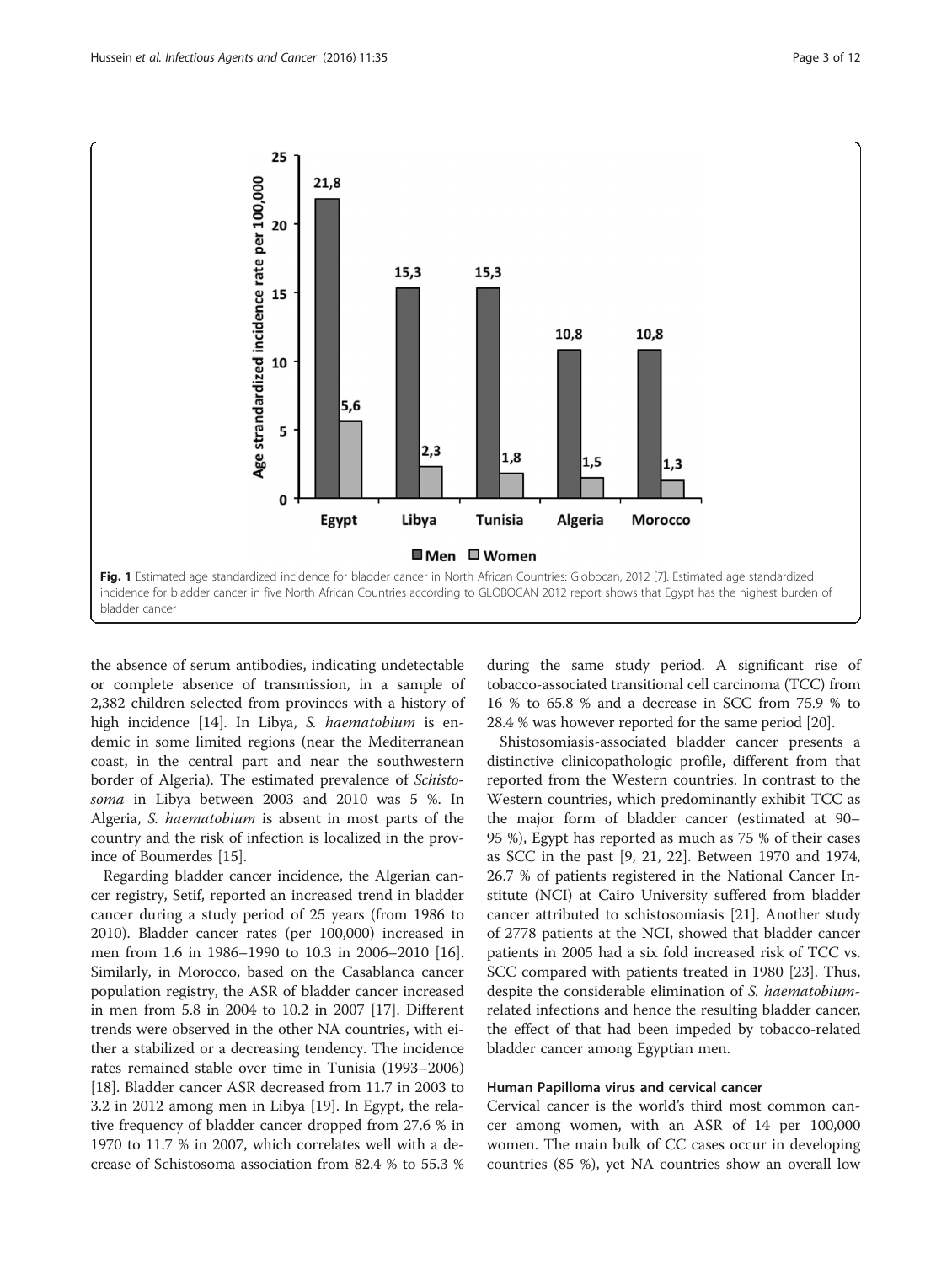Fig. 1 Estimated age standardized incidence for bladder cancer in North African Countries: Globocan, 2012 [7]. Estimated age standardized incidence for bladder cancer in five North African Countries according to GLOBOCAN 2012 report shows that Egypt has the highest burden of bladder cancer

the absence of serum antibodies, indicating undetectable or complete absence of transmission, in a sample of 2,382 children selected from provinces with a history of high incidence [14]. In Libya, *S. haematobium* is endemic in some limited regions (near the Mediterranean coast, in the central part and near the southwestern border of Algeria). The estimated prevalence of *Schistosoma* in Libya between 2003 and 2010 was 5 %. In Algeria, *S. haematobium* is absent in most parts of the country and the risk of infection is localized in the province of Boumerdes [15].

Regarding bladder cancer incidence, the Algerian cancer registry, Setif, reported an increased trend in bladder cancer during a study period of 25 years (from 1986 to 2010). Bladder cancer rates (per 100,000) increased in men from 1.6 in 1986–1990 to 10.3 in 2006–2010 [16]. Similarly, in Morocco, based on the Casablanca cancer population registry, the ASR of bladder cancer increased in men from 5.8 in 2004 to 10.2 in 2007 [17]. Different trends were observed in the other NA countries, with either a stabilized or a decreasing tendency. The incidence rates remained stable over time in Tunisia (1993–2006) [18]. Bladder cancer ASR decreased from 11.7 in 2003 to 3.2 in 2012 among men in Libya [19]. In Egypt, the relative frequency of bladder cancer dropped from 27.6 % in 1970 to 11.7 % in 2007, which correlates well with a decrease of Schistosoma association from 82.4 % to 55.3 % during the same study period. A significant rise of tobacco-associated transitional cell carcinoma (TCC) from 16 % to 65.8 % and a decrease in SCC from 75.9 % to 28.4 % was however reported for the same period [20].

Shistosomiasis-associated bladder cancer presents a distinctive clinicopathologic profile, different from that reported from the Western countries. In contrast to the Western countries, which predominantly exhibit TCC as the major form of bladder cancer (estimated at 90–95 %), Egypt has reported as much as 75 % of their cases as SCC in the past [9, 21, 22]. Between 1970 and 1974, 26.7 % of patients registered in the National Cancer Institute (NCI) at Cairo University suffered from bladder cancer attributed to schistosomiasis [21]. Another study of 2778 patients at the NCI, showed that bladder cancer patients in 2005 had a six fold increased risk of TCC vs. SCC compared with patients treated in 1980 [23]. Thus, despite the considerable elimination of *S. haematobium*-related infections and hence the resulting bladder cancer, the effect of that had been impeded by tobacco-related bladder cancer among Egyptian men.

#### Human Papilloma virus and cervical cancer

Cervical cancer is the world's third most common cancer among women, with an ASR of 14 per 100,000 women. The main bulk of CC cases occur in developing countries (85 %), yet NA countries show an overall low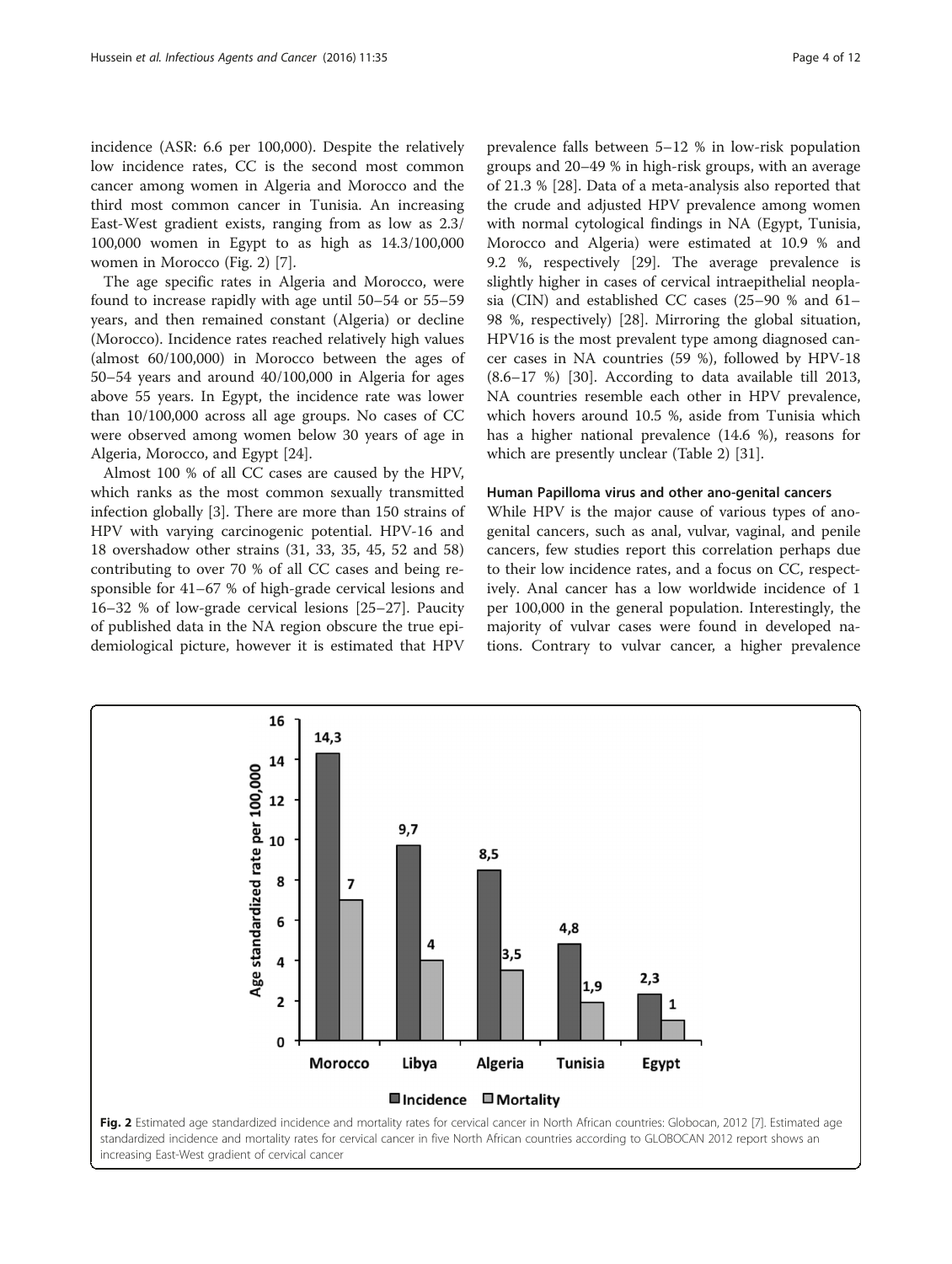incidence (ASR: 6.6 per 100,000). Despite the relatively low incidence rates, CC is the second most common cancer among women in Algeria and Morocco and the third most common cancer in Tunisia. An increasing East-West gradient exists, ranging from as low as 2.3/100,000 women in Egypt to as high as 14.3/100,000 women in Morocco (Fig. 2) [7].

The age specific rates in Algeria and Morocco, were found to increase rapidly with age until 50–54 or 55–59 years, and then remained constant (Algeria) or decline (Morocco). Incidence rates reached relatively high values (almost 60/100,000) in Morocco between the ages of 50–54 years and around 40/100,000 in Algeria for ages above 55 years. In Egypt, the incidence rate was lower than 10/100,000 across all age groups. No cases of CC were observed among women below 30 years of age in Algeria, Morocco, and Egypt [24].

Almost 100 % of all CC cases are caused by the HPV, which ranks as the most common sexually transmitted infection globally [3]. There are more than 150 strains of HPV with varying carcinogenic potential. HPV-16 and 18 overshadow other strains (31, 33, 35, 45, 52 and 58) contributing to over 70 % of all CC cases and being responsible for 41–67 % of high-grade cervical lesions and 16–32 % of low-grade cervical lesions [25–27]. Paucity of published data in the NA region obscure the true epidemiological picture, however it is estimated that HPV prevalence falls between 5–12 % in low-risk population groups and 20–49 % in high-risk groups, with an average of 21.3 % [28]. Data of a meta-analysis also reported that the crude and adjusted HPV prevalence among women with normal cytological findings in NA (Egypt, Tunisia, Morocco and Algeria) were estimated at 10.9 % and 9.2 %, respectively [29]. The average prevalence is slightly higher in cases of cervical intraepithelial neoplasia (CIN) and established CC cases (25–90 % and 61–98 %, respectively) [28]. Mirroring the global situation, HPV16 is the most prevalent type among diagnosed cancer cases in NA countries (59 %), followed by HPV-18 (8.6–17 %) [30]. According to data available till 2013, NA countries resemble each other in HPV prevalence, which hovers around 10.5 %, aside from Tunisia which has a higher national prevalence (14.6 %), reasons for which are presently unclear (Table 2) [31].

### Human Papilloma virus and other ano-genital cancers

While HPV is the major cause of various types of ano-genital cancers, such as anal, vulvar, vaginal, and penile cancers, few studies report this correlation perhaps due to their low incidence rates, and a focus on CC, respectively. Anal cancer has a low worldwide incidence of 1 per 100,000 in the general population. Interestingly, the majority of vulvar cases were found in developed nations. Contrary to vulvar cancer, a higher prevalence

| Country | Incidence | Mortality |
|---|---|---|
| Morocco | 14,3 | 7 |
| Libya | 9,7 | 4 |
| Algeria | 8,5 | 3,5 |
| Tunisia | 4,8 | 1,9 |
| Egypt | 2,3 | 1 |

**Fig. 2** Estimated age standardized incidence and mortality rates for cervical cancer in North African countries: Globocan, 2012 [7]. Estimated age standardized incidence and mortality rates for cervical cancer in five North African countries according to GLOBOCAN 2012 report shows an increasing East-West gradient of cervical cancer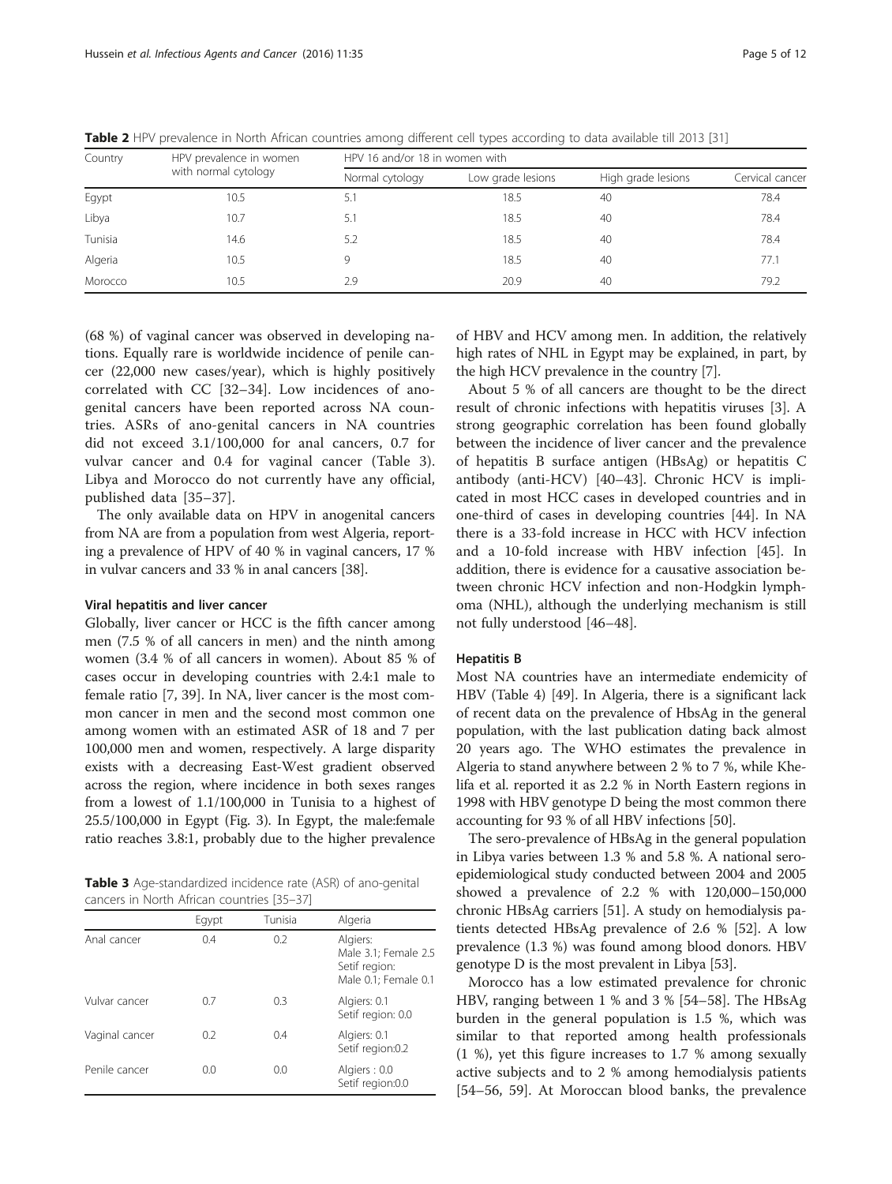**Table 2** HPV prevalence in North African countries among different cell types according to data available till 2013 [31]

| Country | HPV prevalence in women with normal cytology | HPV 16 and/or 18 in women with | | | |
|---|---|---|---|---|---|
| | | Normal cytology | Low grade lesions | High grade lesions | Cervical cancer |
| Egypt | 10.5 | 5.1 | 18.5 | 40 | 78.4 |
| Libya | 10.7 | 5.1 | 18.5 | 40 | 78.4 |
| Tunisia | 14.6 | 5.2 | 18.5 | 40 | 78.4 |
| Algeria | 10.5 | 9 | 18.5 | 40 | 77.1 |
| Morocco | 10.5 | 2.9 | 20.9 | 40 | 79.2 |

(68 %) of vaginal cancer was observed in developing nations. Equally rare is worldwide incidence of penile cancer (22,000 new cases/year), which is highly positively correlated with CC [32–34]. Low incidences of ano-genital cancers have been reported across NA countries. ASRs of ano-genital cancers in NA countries did not exceed 3.1/100,000 for anal cancers, 0.7 for vulvar cancer and 0.4 for vaginal cancer (Table 3). Libya and Morocco do not currently have any official, published data [35–37].

The only available data on HPV in anogenital cancers from NA are from a population from west Algeria, reporting a prevalence of HPV of 40 % in vaginal cancers, 17 % in vulvar cancers and 33 % in anal cancers [38].

#### Viral hepatitis and liver cancer

Globally, liver cancer or HCC is the fifth cancer among men (7.5 % of all cancers in men) and the ninth among women (3.4 % of all cancers in women). About 85 % of cases occur in developing countries with 2.4:1 male to female ratio [7, 39]. In NA, liver cancer is the most common cancer in men and the second most common one among women with an estimated ASR of 18 and 7 per 100,000 men and women, respectively. A large disparity exists with a decreasing East-West gradient observed across the region, where incidence in both sexes ranges from a lowest of 1.1/100,000 in Tunisia to a highest of 25.5/100,000 in Egypt (Fig. 3). In Egypt, the male:female ratio reaches 3.8:1, probably due to the higher prevalence

**Table 3** Age-standardized incidence rate (ASR) of ano-genital cancers in North African countries [35–37]

| | Egypt | Tunisia | Algeria |
|---|---|---|---|
| Anal cancer | 0.4 | 0.2 | Algiers: Male 3.1; Female 2.5 Setif region: Male 0.1; Female 0.1 |
| Vulvar cancer | 0.7 | 0.3 | Algiers: 0.1 Setif region: 0.0 |
| Vaginal cancer | 0.2 | 0.4 | Algiers: 0.1 Setif region:0.2 |
| Penile cancer | 0.0 | 0.0 | Algiers : 0.0 Setif region:0.0 |

of HBV and HCV among men. In addition, the relatively high rates of NHL in Egypt may be explained, in part, by the high HCV prevalence in the country [7].

About 5 % of all cancers are thought to be the direct result of chronic infections with hepatitis viruses [3]. A strong geographic correlation has been found globally between the incidence of liver cancer and the prevalence of hepatitis B surface antigen (HBsAg) or hepatitis C antibody (anti-HCV) [40–43]. Chronic HCV is implicated in most HCC cases in developed countries and in one-third of cases in developing countries [44]. In NA there is a 33-fold increase in HCC with HCV infection and a 10-fold increase with HBV infection [45]. In addition, there is evidence for a causative association between chronic HCV infection and non-Hodgkin lymphoma (NHL), although the underlying mechanism is still not fully understood [46–48].

#### Hepatitis B

Most NA countries have an intermediate endemicity of HBV (Table 4) [49]. In Algeria, there is a significant lack of recent data on the prevalence of HbsAg in the general population, with the last publication dating back almost 20 years ago. The WHO estimates the prevalence in Algeria to stand anywhere between 2 % to 7 %, while Khelifa et al. reported it as 2.2 % in North Eastern regions in 1998 with HBV genotype D being the most common there accounting for 93 % of all HBV infections [50].

The sero-prevalence of HBsAg in the general population in Libya varies between 1.3 % and 5.8 %. A national sero-epidemiological study conducted between 2004 and 2005 showed a prevalence of 2.2 % with 120,000–150,000 chronic HBsAg carriers [51]. A study on hemodialysis patients detected HBsAg prevalence of 2.6 % [52]. A low prevalence (1.3 %) was found among blood donors. HBV genotype D is the most prevalent in Libya [53].

Morocco has a low estimated prevalence for chronic HBV, ranging between 1 % and 3 % [54–58]. The HBsAg burden in the general population is 1.5 %, which was similar to that reported among health professionals (1 %), yet this figure increases to 1.7 % among sexually active subjects and to 2 % among hemodialysis patients [54–56, 59]. At Moroccan blood banks, the prevalence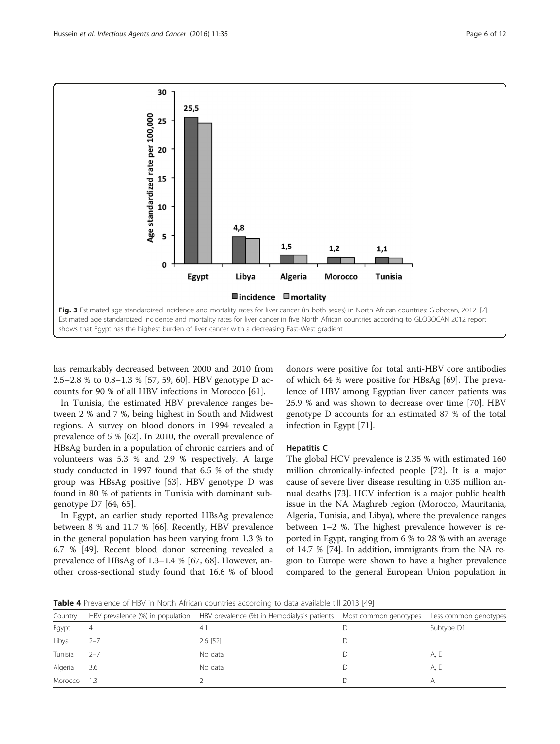Fig. 3 Estimated age standardized incidence and mortality rates for liver cancer (in both sexes) in North African countries: Globocan, 2012. [7]. Estimated age standardized incidence and mortality rates for liver cancer in five North African countries according to GLOBOCAN 2012 report shows that Egypt has the highest burden of liver cancer with a decreasing East-West gradient

has remarkably decreased between 2000 and 2010 from 2.5–2.8 % to 0.8–1.3 % [57, 59, 60]. HBV genotype D accounts for 90 % of all HBV infections in Morocco [61].

In Tunisia, the estimated HBV prevalence ranges between 2 % and 7 %, being highest in South and Midwest regions. A survey on blood donors in 1994 revealed a prevalence of 5 % [62]. In 2010, the overall prevalence of HBsAg burden in a population of chronic carriers and of volunteers was 5.3 % and 2.9 % respectively. A large study conducted in 1997 found that 6.5 % of the study group was HBsAg positive [63]. HBV genotype D was found in 80 % of patients in Tunisia with dominant subgenotype D7 [64, 65].

In Egypt, an earlier study reported HBsAg prevalence between 8 % and 11.7 % [66]. Recently, HBV prevalence in the general population has been varying from 1.3 % to 6.7 % [49]. Recent blood donor screening revealed a prevalence of HBsAg of 1.3–1.4 % [67, 68]. However, another cross-sectional study found that 16.6 % of blood donors were positive for total anti-HBV core antibodies of which 64 % were positive for HBsAg [69]. The prevalence of HBV among Egyptian liver cancer patients was 25.9 % and was shown to decrease over time [70]. HBV genotype D accounts for an estimated 87 % of the total infection in Egypt [71].

### Hepatitis C

The global HCV prevalence is 2.35 % with estimated 160 million chronically-infected people [72]. It is a major cause of severe liver disease resulting in 0.35 million annual deaths [73]. HCV infection is a major public health issue in the NA Maghreb region (Morocco, Mauritania, Algeria, Tunisia, and Libya), where the prevalence ranges between 1–2 %. The highest prevalence however is reported in Egypt, ranging from 6 % to 28 % with an average of 14.7 % [74]. In addition, immigrants from the NA region to Europe were shown to have a higher prevalence compared to the general European Union population in

**Table 4** Prevalence of HBV in North African countries according to data available till 2013 [49]

| Country | HBV prevalence (%) in population | HBV prevalence (%) in Hemodialysis patients | Most common genotypes | Less common genotypes |
|---|---|---|---|---|
| Egypt | 4 | 4.1 | D | Subtype D1 |
| Libya | 2–7 | 2.6 [52] | D | |
| Tunisia | 2–7 | No data | D | A, E |
| Algeria | 3.6 | No data | D | A, E |
| Morocco | 1.3 | 2 | D | A |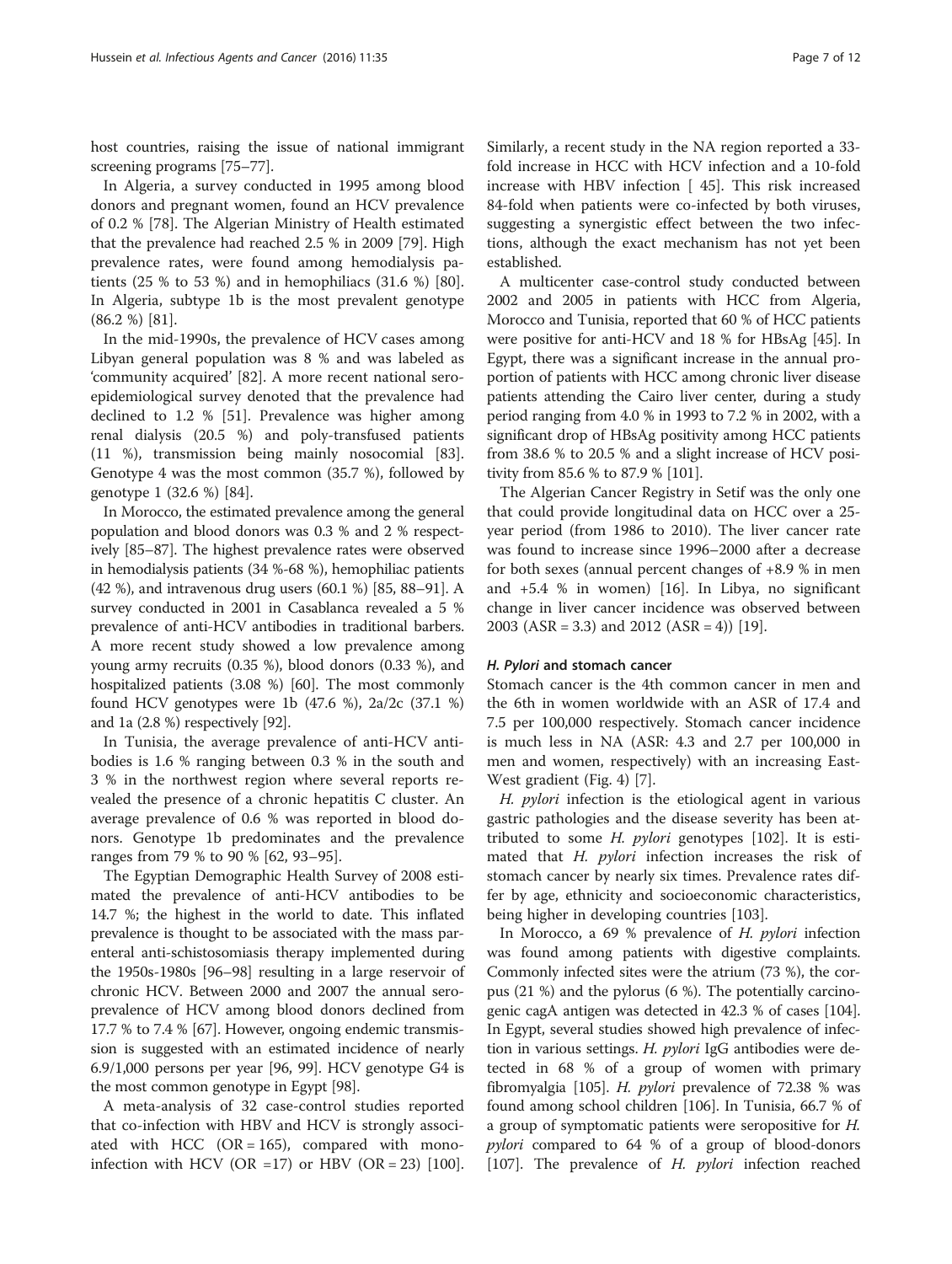host countries, raising the issue of national immigrant screening programs [75–77].

In Algeria, a survey conducted in 1995 among blood donors and pregnant women, found an HCV prevalence of 0.2 % [78]. The Algerian Ministry of Health estimated that the prevalence had reached 2.5 % in 2009 [79]. High prevalence rates, were found among hemodialysis patients (25 % to 53 %) and in hemophiliacs (31.6 %) [80]. In Algeria, subtype 1b is the most prevalent genotype (86.2 %) [81].

In the mid-1990s, the prevalence of HCV cases among Libyan general population was 8 % and was labeled as 'community acquired' [82]. A more recent national sero-epidemiological survey denoted that the prevalence had declined to 1.2 % [51]. Prevalence was higher among renal dialysis (20.5 %) and poly-transfused patients (11 %), transmission being mainly nosocomial [83]. Genotype 4 was the most common (35.7 %), followed by genotype 1 (32.6 %) [84].

In Morocco, the estimated prevalence among the general population and blood donors was 0.3 % and 2 % respectively [85–87]. The highest prevalence rates were observed in hemodialysis patients (34 %-68 %), hemophiliac patients (42 %), and intravenous drug users (60.1 %) [85, 88–91]. A survey conducted in 2001 in Casablanca revealed a 5 % prevalence of anti-HCV antibodies in traditional barbers. A more recent study showed a low prevalence among young army recruits (0.35 %), blood donors (0.33 %), and hospitalized patients (3.08 %) [60]. The most commonly found HCV genotypes were 1b (47.6 %), 2a/2c (37.1 %) and 1a (2.8 %) respectively [92].

In Tunisia, the average prevalence of anti-HCV antibodies is 1.6 % ranging between 0.3 % in the south and 3 % in the northwest region where several reports revealed the presence of a chronic hepatitis C cluster. An average prevalence of 0.6 % was reported in blood donors. Genotype 1b predominates and the prevalence ranges from 79 % to 90 % [62, 93–95].

The Egyptian Demographic Health Survey of 2008 estimated the prevalence of anti-HCV antibodies to be 14.7 %; the highest in the world to date. This inflated prevalence is thought to be associated with the mass parenteral anti-schistosomiasis therapy implemented during the 1950s-1980s [96–98] resulting in a large reservoir of chronic HCV. Between 2000 and 2007 the annual sero-prevalence of HCV among blood donors declined from 17.7 % to 7.4 % [67]. However, ongoing endemic transmission is suggested with an estimated incidence of nearly 6.9/1,000 persons per year [96, 99]. HCV genotype G4 is the most common genotype in Egypt [98].

A meta-analysis of 32 case-control studies reported that co-infection with HBV and HCV is strongly associated with HCC (OR = 165), compared with mono-infection with HCV (OR =17) or HBV (OR = 23) [100]. Similarly, a recent study in the NA region reported a 33-fold increase in HCC with HCV infection and a 10-fold increase with HBV infection [ 45]. This risk increased 84-fold when patients were co-infected by both viruses, suggesting a synergistic effect between the two infections, although the exact mechanism has not yet been established.

A multicenter case-control study conducted between 2002 and 2005 in patients with HCC from Algeria, Morocco and Tunisia, reported that 60 % of HCC patients were positive for anti-HCV and 18 % for HBsAg [45]. In Egypt, there was a significant increase in the annual proportion of patients with HCC among chronic liver disease patients attending the Cairo liver center, during a study period ranging from 4.0 % in 1993 to 7.2 % in 2002, with a significant drop of HBsAg positivity among HCC patients from 38.6 % to 20.5 % and a slight increase of HCV positivity from 85.6 % to 87.9 % [101].

The Algerian Cancer Registry in Setif was the only one that could provide longitudinal data on HCC over a 25-year period (from 1986 to 2010). The liver cancer rate was found to increase since 1996–2000 after a decrease for both sexes (annual percent changes of +8.9 % in men and +5.4 % in women) [16]. In Libya, no significant change in liver cancer incidence was observed between 2003 (ASR = 3.3) and 2012 (ASR = 4)) [19].

#### *H. Pylori* and stomach cancer

Stomach cancer is the 4th common cancer in men and the 6th in women worldwide with an ASR of 17.4 and 7.5 per 100,000 respectively. Stomach cancer incidence is much less in NA (ASR: 4.3 and 2.7 per 100,000 in men and women, respectively) with an increasing East-West gradient (Fig. 4) [7].

*H. pylori* infection is the etiological agent in various gastric pathologies and the disease severity has been attributed to some *H. pylori* genotypes [102]. It is estimated that *H. pylori* infection increases the risk of stomach cancer by nearly six times. Prevalence rates differ by age, ethnicity and socioeconomic characteristics, being higher in developing countries [103].

In Morocco, a 69 % prevalence of *H. pylori* infection was found among patients with digestive complaints. Commonly infected sites were the atrium (73 %), the corpus (21 %) and the pylorus (6 %). The potentially carcinogenic cagA antigen was detected in 42.3 % of cases [104]. In Egypt, several studies showed high prevalence of infection in various settings. *H. pylori* IgG antibodies were detected in 68 % of a group of women with primary fibromyalgia [105]. *H. pylori* prevalence of 72.38 % was found among school children [106]. In Tunisia, 66.7 % of a group of symptomatic patients were seropositive for *H. pylori* compared to 64 % of a group of blood-donors [107]. The prevalence of *H. pylori* infection reached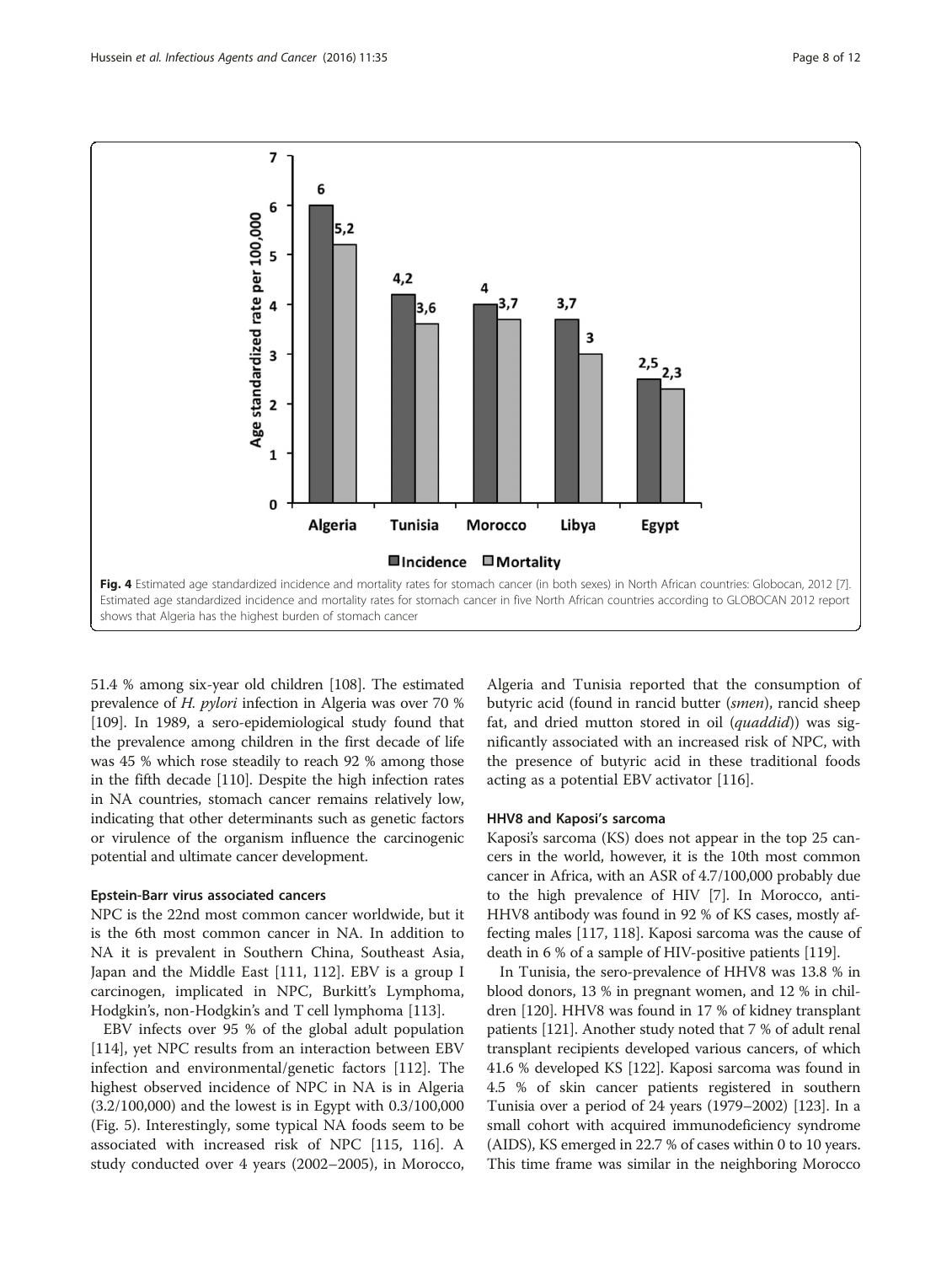Fig. 4 Estimated age standardized incidence and mortality rates for stomach cancer (in both sexes) in North African countries: Globocan, 2012 [7]. Estimated age standardized incidence and mortality rates for stomach cancer in five North African countries according to GLOBOCAN 2012 report shows that Algeria has the highest burden of stomach cancer

51.4 % among six-year old children [108]. The estimated prevalence of *H. pylori* infection in Algeria was over 70 % [109]. In 1989, a sero-epidemiological study found that the prevalence among children in the first decade of life was 45 % which rose steadily to reach 92 % among those in the fifth decade [110]. Despite the high infection rates in NA countries, stomach cancer remains relatively low, indicating that other determinants such as genetic factors or virulence of the organism influence the carcinogenic potential and ultimate cancer development.

#### Epstein-Barr virus associated cancers

NPC is the 22nd most common cancer worldwide, but it is the 6th most common cancer in NA. In addition to NA it is prevalent in Southern China, Southeast Asia, Japan and the Middle East [111, 112]. EBV is a group I carcinogen, implicated in NPC, Burkitt's Lymphoma, Hodgkin's, non-Hodgkin's and T cell lymphoma [113].

EBV infects over 95 % of the global adult population [114], yet NPC results from an interaction between EBV infection and environmental/genetic factors [112]. The highest observed incidence of NPC in NA is in Algeria (3.2/100,000) and the lowest is in Egypt with 0.3/100,000 (Fig. 5). Interestingly, some typical NA foods seem to be associated with increased risk of NPC [115, 116]. A study conducted over 4 years (2002–2005), in Morocco, Algeria and Tunisia reported that the consumption of butyric acid (found in rancid butter (*smen*), rancid sheep fat, and dried mutton stored in oil (*quaddid*)) was significantly associated with an increased risk of NPC, with the presence of butyric acid in these traditional foods acting as a potential EBV activator [116].

#### HHV8 and Kaposi's sarcoma

Kaposi's sarcoma (KS) does not appear in the top 25 cancers in the world, however, it is the 10th most common cancer in Africa, with an ASR of 4.7/100,000 probably due to the high prevalence of HIV [7]. In Morocco, anti-HHV8 antibody was found in 92 % of KS cases, mostly affecting males [117, 118]. Kaposi sarcoma was the cause of death in 6 % of a sample of HIV-positive patients [119].

In Tunisia, the sero-prevalence of HHV8 was 13.8 % in blood donors, 13 % in pregnant women, and 12 % in children [120]. HHV8 was found in 17 % of kidney transplant patients [121]. Another study noted that 7 % of adult renal transplant recipients developed various cancers, of which 41.6 % developed KS [122]. Kaposi sarcoma was found in 4.5 % of skin cancer patients registered in southern Tunisia over a period of 24 years (1979–2002) [123]. In a small cohort with acquired immunodeficiency syndrome (AIDS), KS emerged in 22.7 % of cases within 0 to 10 years. This time frame was similar in the neighboring Morocco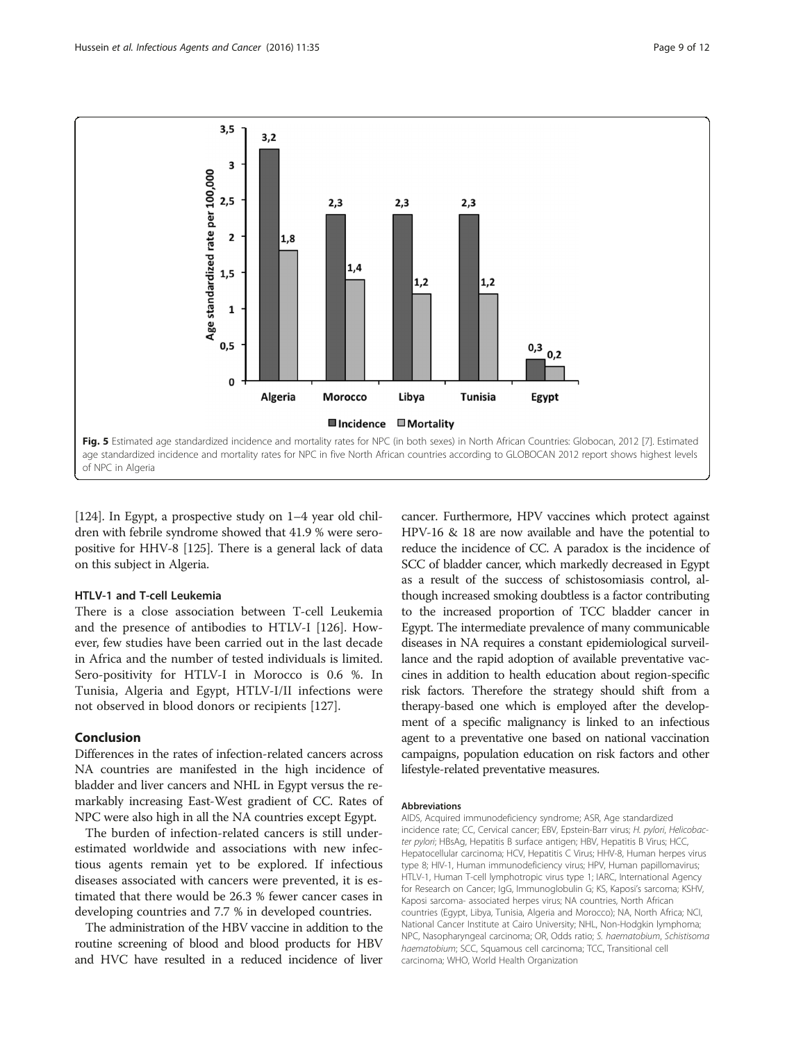3,5
3
2,5
2
1,5
1
0,5
0

Age standardized rate per 100,000

3,2
1,8
2,3
1,4
2,3
1,2
2,3
1,2
0,3
0,2

Algeria
Morocco
Libya
Tunisia
Egypt

■ Incidence □ Mortality

**Fig. 5** Estimated age standardized incidence and mortality rates for NPC (in both sexes) in North African Countries: Globocan, 2012 [7]. Estimated age standardized incidence and mortality rates for NPC in five North African countries according to GLOBOCAN 2012 report shows highest levels of NPC in Algeria

[124]. In Egypt, a prospective study on 1–4 year old children with febrile syndrome showed that 41.9 % were seropositive for HHV-8 [125]. There is a general lack of data on this subject in Algeria.

### HTLV-1 and T-cell Leukemia

There is a close association between T-cell Leukemia and the presence of antibodies to HTLV-I [126]. However, few studies have been carried out in the last decade in Africa and the number of tested individuals is limited. Sero-positivity for HTLV-I in Morocco is 0.6 %. In Tunisia, Algeria and Egypt, HTLV-I/II infections were not observed in blood donors or recipients [127].

## Conclusion

Differences in the rates of infection-related cancers across NA countries are manifested in the high incidence of bladder and liver cancers and NHL in Egypt versus the remarkably increasing East-West gradient of CC. Rates of NPC were also high in all the NA countries except Egypt.

The burden of infection-related cancers is still underestimated worldwide and associations with new infectious agents remain yet to be explored. If infectious diseases associated with cancers were prevented, it is estimated that there would be 26.3 % fewer cancer cases in developing countries and 7.7 % in developed countries.

The administration of the HBV vaccine in addition to the routine screening of blood and blood products for HBV and HVC have resulted in a reduced incidence of liver cancer. Furthermore, HPV vaccines which protect against HPV-16 & 18 are now available and have the potential to reduce the incidence of CC. A paradox is the incidence of SCC of bladder cancer, which markedly decreased in Egypt as a result of the success of schistosomiasis control, although increased smoking doubtless is a factor contributing to the increased proportion of TCC bladder cancer in Egypt. The intermediate prevalence of many communicable diseases in NA requires a constant epidemiological surveillance and the rapid adoption of available preventative vaccines in addition to health education about region-specific risk factors. Therefore the strategy should shift from a therapy-based one which is employed after the development of a specific malignancy is linked to an infectious agent to a preventative one based on national vaccination campaigns, population education on risk factors and other lifestyle-related preventative measures.

#### Abbreviations

AIDS, Acquired immunodeficiency syndrome; ASR, Age standardized incidence rate; CC, Cervical cancer; EBV, Epstein-Barr virus; *H. pylori*, *Helicobacter pylori*; HBsAg, Hepatitis B surface antigen; HBV, Hepatitis B Virus; HCC, Hepatocellular carcinoma; HCV, Hepatitis C Virus; HHV-8, Human herpes virus type 8; HIV-1, Human immunodeficiency virus; HPV, Human papillomavirus; HTLV-1, Human T-cell lymphotropic virus type 1; IARC, International Agency for Research on Cancer; IgG, Immunoglobulin G; KS, Kaposi's sarcoma; KSHV, Kaposi sarcoma- associated herpes virus; NA countries, North African countries (Egypt, Libya, Tunisia, Algeria and Morocco); NA, North Africa; NCI, National Cancer Institute at Cairo University; NHL, Non-Hodgkin lymphoma; NPC, Nasopharyngeal carcinoma; OR, Odds ratio; *S. haematobium*, *Schistisoma haematobium*; SCC, Squamous cell carcinoma; TCC, Transitional cell carcinoma; WHO, World Health Organization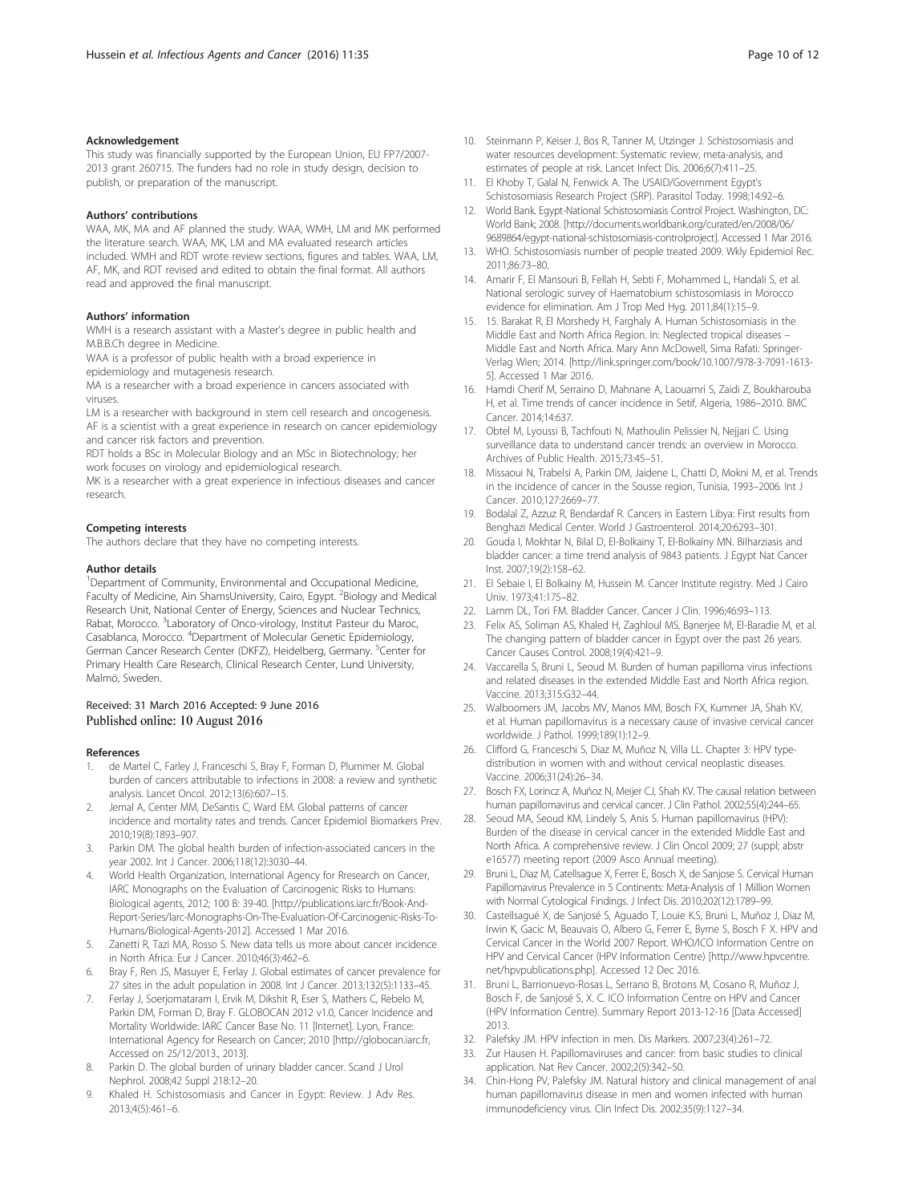### Acknowledgement

This study was financially supported by the European Union, EU FP7/2007-2013 grant 260715. The funders had no role in study design, decision to publish, or preparation of the manuscript.

### Authors' contributions

WAA, MK, MA and AF planned the study. WAA, WMH, LM and MK performed the literature search. WAA, MK, LM and MA evaluated research articles included. WMH and RDT wrote review sections, figures and tables. WAA, LM, AF, MK, and RDT revised and edited to obtain the final format. All authors read and approved the final manuscript.

### Authors' information

WMH is a research assistant with a Master's degree in public health and M.B.B.Ch degree in Medicine.

WAA is a professor of public health with a broad experience in epidemiology and mutagenesis research.

MA is a researcher with a broad experience in cancers associated with viruses.

LM is a researcher with background in stem cell research and oncogenesis.

AF is a scientist with a great experience in research on cancer epidemiology and cancer risk factors and prevention.

RDT holds a BSc in Molecular Biology and an MSc in Biotechnology; her work focuses on virology and epidemiological research.

MK is a researcher with a great experience in infectious diseases and cancer research.

### Competing interests

The authors declare that they have no competing interests.

### Author details

[1]Department of Community, Environmental and Occupational Medicine, Faculty of Medicine, Ain ShamsUniversity, Cairo, Egypt. [2]Biology and Medical Research Unit, National Center of Energy, Sciences and Nuclear Technics, Rabat, Morocco. [3]Laboratory of Onco-virology, Institut Pasteur du Maroc, Casablanca, Morocco. [4]Department of Molecular Genetic Epidemiology, German Cancer Research Center (DKFZ), Heidelberg, Germany. [5]Center for Primary Health Care Research, Clinical Research Center, Lund University, Malmö, Sweden.

Received: 31 March 2016 Accepted: 9 June 2016
Published online: 10 August 2016

### References

1. de Martel C, Farley J, Franceschi S, Bray F, Forman D, Plummer M. Global burden of cancers attributable to infections in 2008: a review and synthetic analysis. Lancet Oncol. 2012;13(6):607–15.
2. Jemal A, Center MM, DeSantis C, Ward EM. Global patterns of cancer incidence and mortality rates and trends. Cancer Epidemiol Biomarkers Prev. 2010;19(8):1893–907.
3. Parkin DM. The global health burden of infection-associated cancers in the year 2002. Int J Cancer. 2006;118(12):3030–44.
4. World Health Organization, International Agency for Rresearch on Cancer, IARC Monographs on the Evaluation of Carcinogenic Risks to Humans: Biological agents, 2012; 100 B: 39-40. [http://publications.iarc.fr/Book-And-Report-Series/Iarc-Monographs-On-The-Evaluation-Of-Carcinogenic-Risks-To-Humans/Biological-Agents-2012]. Accessed 1 Mar 2016.
5. Zanetti R, Tazi MA, Rosso S. New data tells us more about cancer incidence in North Africa. Eur J Cancer. 2010;46(3):462–6.
6. Bray F, Ren JS, Masuyer E, Ferlay J. Global estimates of cancer prevalence for 27 sites in the adult population in 2008. Int J Cancer. 2013;132(5):1133–45.
7. Ferlay J, Soerjomataram I, Ervik M, Dikshit R, Eser S, Mathers C, Rebelo M, Parkin DM, Forman D, Bray F. GLOBOCAN 2012 v1.0, Cancer Incidence and Mortality Worldwide: IARC Cancer Base No. 11 [Internet]. Lyon, France: International Agency for Research on Cancer; 2010 [http://globocan.iarc.fr, Accessed on 25/12/2013., 2013].
8. Parkin D. The global burden of urinary bladder cancer. Scand J Urol Nephrol. 2008;42 Suppl 218:12–20.
9. Khaled H. Schistosomiasis and Cancer in Egypt: Review. J Adv Res. 2013;4(5):461–6.
10. Steinmann P, Keiser J, Bos R, Tanner M, Utzinger J. Schistosomiasis and water resources development: Systematic review, meta-analysis, and estimates of people at risk. Lancet Infect Dis. 2006;6(7):411–25.
11. El Khoby T, Galal N, Fenwick A. The USAID/Government Egypt's Schistosomiasis Research Project (SRP). Parasitol Today. 1998;14:92–6.
12. World Bank. Egypt-National Schistosomiasis Control Project. Washington, DC: World Bank; 2008. [http://documents.worldbank.org/curated/en/2008/06/9689864/egypt-national-schistosomiasis-controlproject]. Accessed 1 Mar 2016.
13. WHO. Schistosomiasis number of people treated 2009. Wkly Epidemiol Rec. 2011;86:73–80.
14. Amarir F, El Mansouri B, Fellah H, Sebti F, Mohammed L, Handali S, et al. National serologic survey of Haematobium schistosomiasis in Morocco evidence for elimination. Am J Trop Med Hyg. 2011;84(1):15–9.
15. 15. Barakat R, El Morshedy H, Farghaly A. Human Schistosomiasis in the Middle East and North Africa Region. In: Neglected tropical diseases – Middle East and North Africa. Mary Ann McDowell, Sima Rafati: Springer-Verlag Wien; 2014. [http://link.springer.com/book/10.1007/978-3-7091-1613-5]. Accessed 1 Mar 2016.
16. Hamdi Cherif M, Serraino D, Mahnane A, Laouamri S, Zaidi Z, Boukharouba H, et al. Time trends of cancer incidence in Setif, Algeria, 1986–2010. BMC Cancer. 2014;14:637.
17. Obtel M, Lyoussi B, Tachfouti N, Mathoulin Pelissier N, Nejjari C. Using surveillance data to understand cancer trends: an overview in Morocco. Archives of Public Health. 2015;73:45–51.
18. Missaoui N, Trabelsi A, Parkin DM, Jaidene L, Chatti D, Mokni M, et al. Trends in the incidence of cancer in the Sousse region, Tunisia, 1993–2006. Int J Cancer. 2010;127:2669–77.
19. Bodalal Z, Azzuz R, Bendardaf R. Cancers in Eastern Libya: First results from Benghazi Medical Center. World J Gastroenterol. 2014;20:6293–301.
20. Gouda I, Mokhtar N, Bilal D, El-Bolkainy T, El-Bolkainy MN. Bilharziasis and bladder cancer: a time trend analysis of 9843 patients. J Egypt Nat Cancer Inst. 2007;19(2):158–62.
21. El Sebaie I, El Bolkainy M, Hussein M. Cancer Institute registry. Med J Cairo Univ. 1973;41:175–82.
22. Lamm DL, Tori FM. Bladder Cancer. Cancer J Clin. 1996;46:93–113.
23. Felix AS, Soliman AS, Khaled H, Zaghloul MS, Banerjee M, El-Baradie M, et al. The changing pattern of bladder cancer in Egypt over the past 26 years. Cancer Causes Control. 2008;19(4):421–9.
24. Vaccarella S, Bruni L, Seoud M. Burden of human papilloma virus infections and related diseases in the extended Middle East and North Africa region. Vaccine. 2013;315:G32–44.
25. Walboomers JM, Jacobs MV, Manos MM, Bosch FX, Kummer JA, Shah KV, et al. Human papillomavirus is a necessary cause of invasive cervical cancer worldwide. J Pathol. 1999;189(1):12–9.
26. Clifford G, Franceschi S, Diaz M, Muñoz N, Villa LL. Chapter 3: HPV type-distribution in women with and without cervical neoplastic diseases. Vaccine. 2006;31(24):26–34.
27. Bosch FX, Lorincz A, Muñoz N, Meijer CJ, Shah KV. The causal relation between human papillomavirus and cervical cancer. J Clin Pathol. 2002;55(4):244–65.
28. Seoud MA, Seoud KM, Lindely S, Anis S. Human papillomavirus (HPV): Burden of the disease in cervical cancer in the extended Middle East and North Africa. A comprehensive review. J Clin Oncol 2009; 27 (suppl; abstr e16577) meeting report (2009 Asco Annual meeting).
29. Bruni L, Diaz M, Catellsague X, Ferrer E, Bosch X, de Sanjose S. Cervical Human Papillomavirus Prevalence in 5 Continents: Meta-Analysis of 1 Million Women with Normal Cytological Findings. J Infect Dis. 2010;202(12):1789–99.
30. Castellsagué X, de Sanjosé S, Aguado T, Louie K.S, Bruni L, Muñoz J, Diaz M, Irwin K, Gacic M, Beauvais O, Albero G, Ferrer E, Byrne S, Bosch F X. HPV and Cervical Cancer in the World 2007 Report. WHO/ICO Information Centre on HPV and Cervical Cancer (HPV Information Centre) [http://www.hpvcentre.net/hpvpublications.php]. Accessed 12 Dec 2016.
31. Bruni L, Barrionuevo-Rosas L, Serrano B, Brotons M, Cosano R, Muñoz J, Bosch F, de Sanjosé S, X. C. ICO Information Centre on HPV and Cancer (HPV Information Centre). Summary Report 2013-12-16 [Data Accessed] 2013.
32. Palefsky JM. HPV infection in men. Dis Markers. 2007;23(4):261–72.
33. Zur Hausen H. Papillomaviruses and cancer: from basic studies to clinical application. Nat Rev Cancer. 2002;2(5):342–50.
34. Chin-Hong PV, Palefsky JM. Natural history and clinical management of anal human papillomavirus disease in men and women infected with human immunodeficiency virus. Clin Infect Dis. 2002;35(9):1127–34.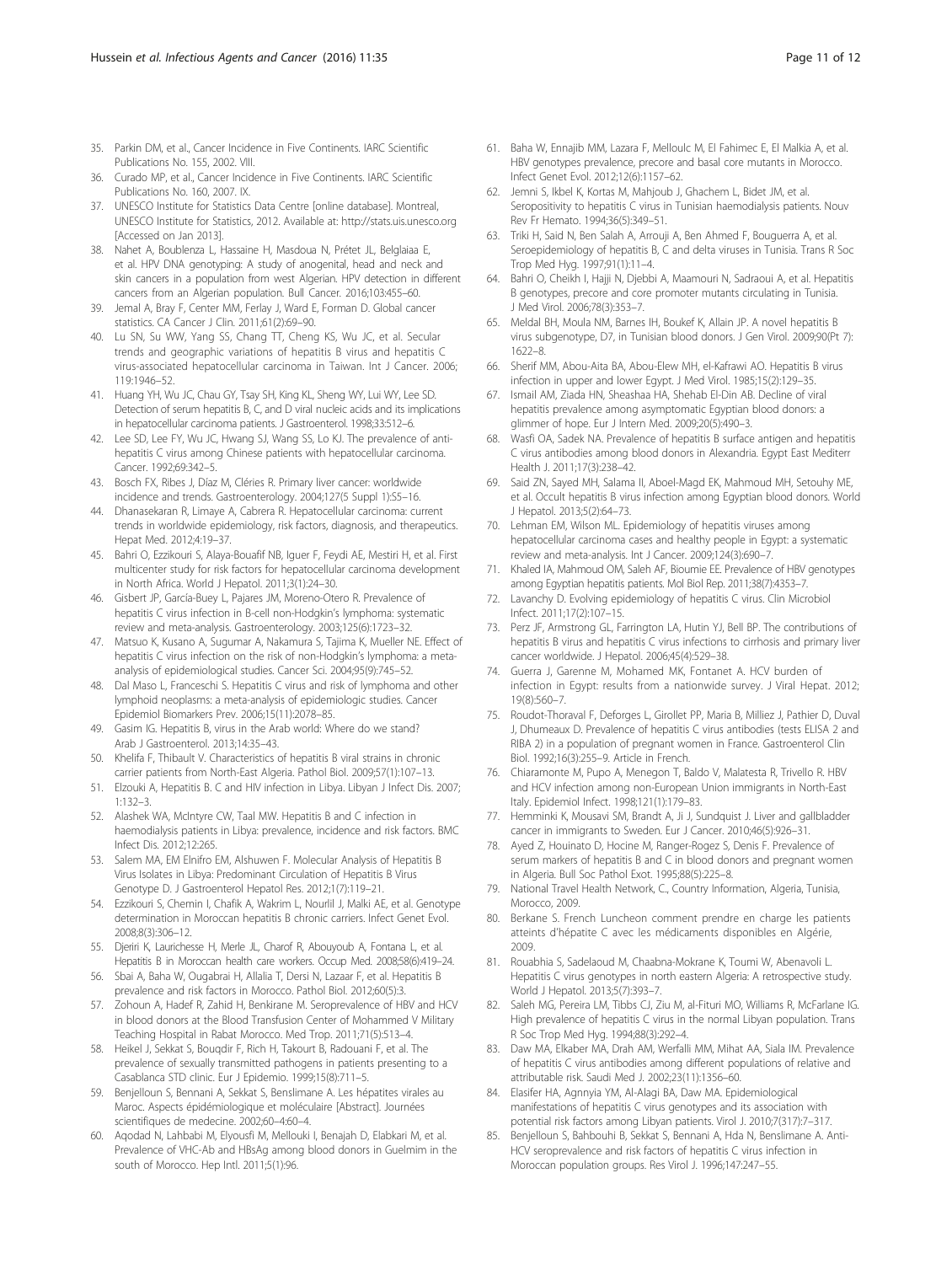35. Parkin DM, et al., Cancer Incidence in Five Continents. IARC Scientific Publications No. 155, 2002. VIII.
36. Curado MP, et al., Cancer Incidence in Five Continents. IARC Scientific Publications No. 160, 2007. IX.
37. UNESCO Institute for Statistics Data Centre [online database]. Montreal, UNESCO Institute for Statistics, 2012. Available at: http://stats.uis.unesco.org [Accessed on Jan 2013].
38. Nahet A, Boublenza L, Hassaine H, Masdoua N, Prétet JL, Belglaiaa E, et al. HPV DNA genotyping: A study of anogenital, head and neck and skin cancers in a population from west Algerian. HPV detection in different cancers from an Algerian population. Bull Cancer. 2016;103:455–60.
39. Jemal A, Bray F, Center MM, Ferlay J, Ward E, Forman D. Global cancer statistics. CA Cancer J Clin. 2011;61(2):69–90.
40. Lu SN, Su WW, Yang SS, Chang TT, Cheng KS, Wu JC, et al. Secular trends and geographic variations of hepatitis B virus and hepatitis C virus-associated hepatocellular carcinoma in Taiwan. Int J Cancer. 2006; 119:1946–52.
41. Huang YH, Wu JC, Chau GY, Tsay SH, King KL, Sheng WY, Lui WY, Lee SD. Detection of serum hepatitis B, C, and D viral nucleic acids and its implications in hepatocellular carcinoma patients. J Gastroenterol. 1998;33:512–6.
42. Lee SD, Lee FY, Wu JC, Hwang SJ, Wang SS, Lo KJ. The prevalence of anti-hepatitis C virus among Chinese patients with hepatocellular carcinoma. Cancer. 1992;69:342–5.
43. Bosch FX, Ribes J, Díaz M, Cléries R. Primary liver cancer: worldwide incidence and trends. Gastroenterology. 2004;127(5 Suppl 1):S5–16.
44. Dhanasekaran R, Limaye A, Cabrera R. Hepatocellular carcinoma: current trends in worldwide epidemiology, risk factors, diagnosis, and therapeutics. Hepat Med. 2012;4:19–37.
45. Bahri O, Ezzikouri S, Alaya-Bouafif NB, Iguer F, Feydi AE, Mestiri H, et al. First multicenter study for risk factors for hepatocellular carcinoma development in North Africa. World J Hepatol. 2011;3(1):24–30.
46. Gisbert JP, García-Buey L, Pajares JM, Moreno-Otero R. Prevalence of hepatitis C virus infection in B-cell non-Hodgkin's lymphoma: systematic review and meta-analysis. Gastroenterology. 2003;125(6):1723–32.
47. Matsuo K, Kusano A, Sugumar A, Nakamura S, Tajima K, Mueller NE. Effect of hepatitis C virus infection on the risk of non-Hodgkin's lymphoma: a meta-analysis of epidemiological studies. Cancer Sci. 2004;95(9):745–52.
48. Dal Maso L, Franceschi S. Hepatitis C virus and risk of lymphoma and other lymphoid neoplasms: a meta-analysis of epidemiologic studies. Cancer Epidemiol Biomarkers Prev. 2006;15(11):2078–85.
49. Gasim IG. Hepatitis B, virus in the Arab world: Where do we stand? Arab J Gastroenterol. 2013;14:35–43.
50. Khelifa F, Thibault V. Characteristics of hepatitis B viral strains in chronic carrier patients from North-East Algeria. Pathol Biol. 2009;57(1):107–13.
51. Elzouki A, Hepatitis B. C and HIV infection in Libya. Libyan J Infect Dis. 2007; 1:132–3.
52. Alashek WA, McIntyre CW, Taal MW. Hepatitis B and C infection in haemodialysis patients in Libya: prevalence, incidence and risk factors. BMC Infect Dis. 2012;12:265.
53. Salem MA, EM Elnifro EM, Alshuwen F. Molecular Analysis of Hepatitis B Virus Isolates in Libya: Predominant Circulation of Hepatitis B Virus Genotype D. J Gastroenterol Hepatol Res. 2012;1(7):119–21.
54. Ezzikouri S, Chemin I, Chafik A, Wakrim L, Nourlil J, Malki AE, et al. Genotype determination in Moroccan hepatitis B chronic carriers. Infect Genet Evol. 2008;8(3):306–12.
55. Djeriri K, Laurichesse H, Merle JL, Charof R, Abouyoub A, Fontana L, et al. Hepatitis B in Moroccan health care workers. Occup Med. 2008;58(6):419–24.
56. Sbai A, Baha W, Ougabrai H, Allalia T, Dersi N, Lazaar F, et al. Hepatitis B prevalence and risk factors in Morocco. Pathol Biol. 2012;60(5):3.
57. Zohoun A, Hadef R, Zahid H, Benkirane M. Seroprevalence of HBV and HCV in blood donors at the Blood Transfusion Center of Mohammed V Military Teaching Hospital in Rabat Morocco. Med Trop. 2011;71(5):513–4.
58. Heikel J, Sekkat S, Bouqdir F, Rich H, Takourt B, Radouani F, et al. The prevalence of sexually transmitted pathogens in patients presenting to a Casablanca STD clinic. Eur J Epidemio. 1999;15(8):711–5.
59. Benjelloun S, Bennani A, Sekkat S, Benslimane A. Les hépatites virales au Maroc. Aspects épidémiologique et moléculaire [Abstract]. Journées scientifiques de medecine. 2002;60–4:60–4.
60. Aqodad N, Lahbabi M, Elyousfi M, Mellouki I, Benajah D, Elabkari M, et al. Prevalence of VHC-Ab and HBsAg among blood donors in Guelmim in the south of Morocco. Hep Intl. 2011;5(1):96.
61. Baha W, Ennajib MM, Lazara F, Melloulc M, El Fahimec E, El Malkia A, et al. HBV genotypes prevalence, precore and basal core mutants in Morocco. Infect Genet Evol. 2012;12(6):1157–62.
62. Jemni S, Ikbel K, Kortas M, Mahjoub J, Ghachem L, Bidet JM, et al. Seropositivity to hepatitis C virus in Tunisian haemodialysis patients. Nouv Rev Fr Hemato. 1994;36(5):349–51.
63. Triki H, Said N, Ben Salah A, Arrouji A, Ben Ahmed F, Bouguerra A, et al. Seroepidemiology of hepatitis B, C and delta viruses in Tunisia. Trans R Soc Trop Med Hyg. 1997;91(1):11–4.
64. Bahri O, Cheikh I, Hajji N, Djebbi A, Maamouri N, Sadraoui A, et al. Hepatitis B genotypes, precore and core promoter mutants circulating in Tunisia. J Med Virol. 2006;78(3):353–7.
65. Meldal BH, Moula NM, Barnes IH, Boukef K, Allain JP. A novel hepatitis B virus subgenotype, D7, in Tunisian blood donors. J Gen Virol. 2009;90(Pt 7): 1622–8.
66. Sherif MM, Abou-Aita BA, Abou-Elew MH, el-Kafrawi AO. Hepatitis B virus infection in upper and lower Egypt. J Med Virol. 1985;15(2):129–35.
67. Ismail AM, Ziada HN, Sheashaa HA, Shehab El-Din AB. Decline of viral hepatitis prevalence among asymptomatic Egyptian blood donors: a glimmer of hope. Eur J Intern Med. 2009;20(5):490–3.
68. Wasfi OA, Sadek NA. Prevalence of hepatitis B surface antigen and hepatitis C virus antibodies among blood donors in Alexandria. Egypt East Mediterr Health J. 2011;17(3):238–42.
69. Said ZN, Sayed MH, Salama II, Aboel-Magd EK, Mahmoud MH, Setouhy ME, et al. Occult hepatitis B virus infection among Egyptian blood donors. World J Hepatol. 2013;5(2):64–73.
70. Lehman EM, Wilson ML. Epidemiology of hepatitis viruses among hepatocellular carcinoma cases and healthy people in Egypt: a systematic review and meta-analysis. Int J Cancer. 2009;124(3):690–7.
71. Khaled IA, Mahmoud OM, Saleh AF, Bioumie EE. Prevalence of HBV genotypes among Egyptian hepatitis patients. Mol Biol Rep. 2011;38(7):4353–7.
72. Lavanchy D. Evolving epidemiology of hepatitis C virus. Clin Microbiol Infect. 2011;17(2):107–15.
73. Perz JF, Armstrong GL, Farrington LA, Hutin YJ, Bell BP. The contributions of hepatitis B virus and hepatitis C virus infections to cirrhosis and primary liver cancer worldwide. J Hepatol. 2006;45(4):529–38.
74. Guerra J, Garenne M, Mohamed MK, Fontanet A. HCV burden of infection in Egypt: results from a nationwide survey. J Viral Hepat. 2012; 19(8):560–7.
75. Roudot-Thoraval F, Deforges L, Girollet PP, Maria B, Milliez J, Pathier D, Duval J, Dhumeaux D. Prevalence of hepatitis C virus antibodies (tests ELISA 2 and RIBA 2) in a population of pregnant women in France. Gastroenterol Clin Biol. 1992;16(3):255–9. Article in French.
76. Chiaramonte M, Pupo A, Menegon T, Baldo V, Malatesta R, Trivello R. HBV and HCV infection among non-European Union immigrants in North-East Italy. Epidemiol Infect. 1998;121(1):179–83.
77. Hemminki K, Mousavi SM, Brandt A, Ji J, Sundquist J. Liver and gallbladder cancer in immigrants to Sweden. Eur J Cancer. 2010;46(5):926–31.
78. Ayed Z, Houinato D, Hocine M, Ranger-Rogez S, Denis F. Prevalence of serum markers of hepatitis B and C in blood donors and pregnant women in Algeria. Bull Soc Pathol Exot. 1995;88(5):225–8.
79. National Travel Health Network, C., Country Information, Algeria, Tunisia, Morocco, 2009.
80. Berkane S. French Luncheon comment prendre en charge les patients atteints d'hépatite C avec les médicaments disponibles en Algérie, 2009.
81. Rouabhia S, Sadelaoud M, Chaabna-Mokrane K, Toumi W, Abenavoli L. Hepatitis C virus genotypes in north eastern Algeria: A retrospective study. World J Hepatol. 2013;5(7):393–7.
82. Saleh MG, Pereira LM, Tibbs CJ, Ziu M, al-Fituri MO, Williams R, McFarlane IG. High prevalence of hepatitis C virus in the normal Libyan population. Trans R Soc Trop Med Hyg. 1994;88(3):292–4.
83. Daw MA, Elkaber MA, Drah AM, Werfalli MM, Mihat AA, Siala IM. Prevalence of hepatitis C virus antibodies among different populations of relative and attributable risk. Saudi Med J. 2002;23(11):1356–60.
84. Elasifer HA, Agnnyia YM, Al-Alagi BA, Daw MA. Epidemiological manifestations of hepatitis C virus genotypes and its association with potential risk factors among Libyan patients. Virol J. 2010;7(317):7–317.
85. Benjelloun S, Bahbouhi B, Sekkat S, Bennani A, Hda N, Benslimane A. Anti-HCV seroprevalence and risk factors of hepatitis C virus infection in Moroccan population groups. Res Virol J. 1996;147:247–55.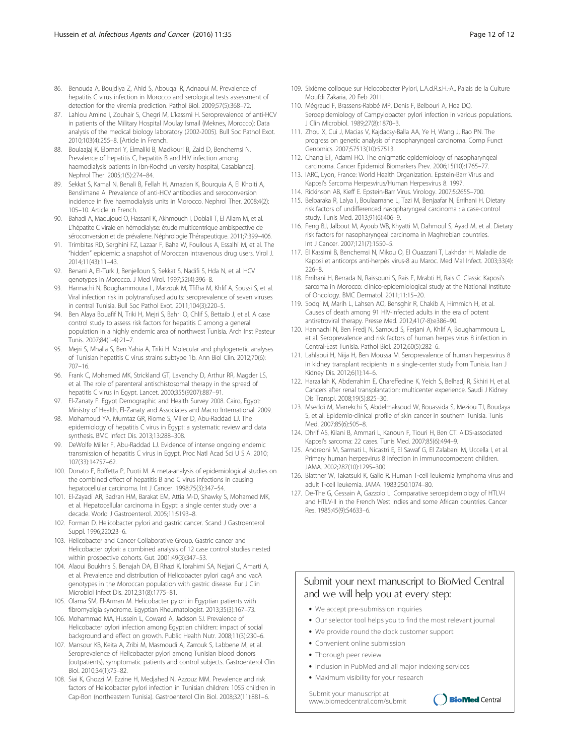86. Benouda A, Boujdiya Z, Ahid S, Abouqal R, Adnaoui M. Prevalence of hepatitis C virus infection in Morocco and serological tests assessment of detection for the viremia prediction. Pathol Biol. 2009;57(5):368–72.
87. Lahlou Amine I, Zouhair S, Chegri M, L'kassmi H. Seroprevalence of anti-HCV in patients of the Military Hospital Moulay Ismail (Meknes, Morocco): Data analysis of the medical biology laboratory (2002-2005). Bull Soc Pathol Exot. 2010;103(4):255–8. [Article in French.
88. Boulaajaj K, Elomari Y, Elmaliki B, Madkouri B, Zaid D, Benchemsi N. Prevalence of hepatitis C, hepatitis B and HIV infection among haemodialysis patients in Ibn-Rochd university hospital, Casablanca]. Nephrol Ther. 2005;1(5):274–84.
89. Sekkat S, Kamal N, Benali B, Fellah H, Amazian K, Bourquia A, El Kholti A, Benslimane A. Prevalence of anti-HCV antibodies and seroconversion incidence in five haemodialysis units in Morocco. Nephrol Ther. 2008;4(2): 105–10. Article in French.
90. Bahadi A, Maoujoud O, Hassani K, Akhmouch I, Doblali T, El Allam M, et al. L'hépatite C virale en hémodialyse: étude multicentrique ambispective de séroconversion et de prévalene. Néphrologie Thérapeutique. 2011;7:399–406.
91. Trimbitas RD, Serghini FZ, Lazaar F, Baha W, Foullous A, Essalhi M, et al. The "hidden" epidemic: a snapshot of Moroccan intravenous drug users. Virol J. 2014;11(43):11–43.
92. Benani A, El-Turk J, Benjelloun S, Sekkat S, Nadifi S, Hda N, et al. HCV genotypes in Morocco. J Med Virol. 1997;52(4):396–8.
93. Hannachi N, Boughammoura L, Marzouk M, Tfifha M, Khlif A, Soussi S, et al. Viral infection risk in polytransfused adults: seroprevalence of seven viruses in central Tunisia. Bull Soc Pathol Exot. 2011;104(3):220–5.
94. Ben Alaya Bouafif N, Triki H, Mejri S, Bahri O, Chlif S, Bettaib J, et al. A case control study to assess risk factors for hepatitis C among a general population in a highly endemic area of northwest Tunisia. Arch Inst Pasteur Tunis. 2007;84(1-4):21–7.
95. Mejri S, Mhalla S, Ben Yahia A, Triki H. Molecular and phylogenetic analyses of Tunisian hepatitis C virus strains subtype 1b. Ann Biol Clin. 2012;70(6): 707–16.
96. Frank C, Mohamed MK, Strickland GT, Lavanchy D, Arthur RR, Magder LS, et al. The role of parenteral antischistosomal therapy in the spread of hepatitis C virus in Egypt. Lancet. 2000;355(9207):887–91.
97. El-Zanaty F. Egypt Demographic and Health Survey 2008. Cairo, Egypt: Ministry of Health, El-Zanaty and Associates and Macro International. 2009.
98. Mohamoud YA, Mumtaz GR, Riome S, Miller D, Abu-Raddad LJ. The epidemiology of hepatitis C virus in Egypt: a systematic review and data synthesis. BMC Infect Dis. 2013;13:288–308.
99. DeWolfe Miller F, Abu-Raddad LJ. Evidence of intense ongoing endemic transmission of hepatitis C virus in Egypt. Proc Natl Acad Sci U S A. 2010; 107(33):14757–62.
100. Donato F, Boffetta P, Puoti M. A meta-analysis of epidemiological studies on the combined effect of hepatitis B and C virus infections in causing hepatocellular carcinoma. Int J Cancer. 1998;75(3):347–54.
101. El-Zayadi AR, Badran HM, Barakat EM, Attia M-D, Shawky S, Mohamed MK, et al. Hepatocellular carcinoma in Egypt: a single center study over a decade. World J Gastroenterol. 2005;11:5193–8.
102. Forman D. Helicobacter pylori and gastric cancer. Scand J Gastroenterol Suppl. 1996;220:23–6.
103. Helicobacter and Cancer Collaborative Group. Gastric cancer and Helicobacter pylori: a combined analysis of 12 case control studies nested within prospective cohorts. Gut. 2001;49(3):347–53.
104. Alaoui Boukhris S, Benajah DA, El Rhazi K, Ibrahimi SA, Nejjari C, Amarti A, et al. Prevalence and distribution of Helicobacter pylori cagA and vacA genotypes in the Moroccan population with gastric disease. Eur J Clin Microbiol Infect Dis. 2012;31(8):1775–81.
105. Olama SM, El-Arman M. Helicobacter pylori in Egyptian patients with fibromyalgia syndrome. Egyptian Rheumatologist. 2013;35(3):167–73.
106. Mohammad MA, Hussein L, Coward A, Jackson SJ. Prevalence of Helicobacter pylori infection among Egyptian children: impact of social background and effect on growth. Public Health Nutr. 2008;11(3):230–6.
107. Mansour KB, Keita A, Zribi M, Masmoudi A, Zarrouk S, Labbene M, et al. Seroprevalence of Helicobacter pylori among Tunisian blood donors (outpatients), symptomatic patients and control subjects. Gastroenterol Clin Biol. 2010;34(1):75–82.
108. Siai K, Ghozzi M, Ezzine H, Medjahed N, Azzouz MM. Prevalence and risk factors of Helicobacter pylori infection in Tunisian children: 1055 children in Cap-Bon (northeastern Tunisia). Gastroenterol Clin Biol. 2008;32(11):881–6.
109. Sixième colloque sur Helocobacter Pylori, L.A.d.R.s.H.-A., Palais de la Culture Moufdi Zakaria, 20 Feb 2011.
110. Mégraud F, Brassens-Rabbé MP, Denis F, Belbouri A, Hoa DQ. Seroepidemiology of Campylobacter pylori infection in various populations. J Clin Microbiol. 1989;27(8):1870–3.
111. Zhou X, Cui J, Macias V, Kajdacsy-Balla AA, Ye H, Wang J, Rao PN. The progress on genetic analysis of nasopharyngeal carcinoma. Comp Funct Genomics. 2007;57513(10):57513.
112. Chang ET, Adami HO. The enigmatic epidemiology of nasopharyngeal carcinoma. Cancer Epidemiol Biomarkers Prev. 2006;15(10):1765–77.
113. IARC, Lyon, France: World Health Organization. Epstein-Barr Virus and Kaposi's Sarcoma Herpesvirus/Human Herpesvirus 8. 1997.
114. Rickinson AB, Kieff E. Epstein-Barr Virus. Virology. 2007;5:2655–700.
115. Belbaraka R, Lalya I, Boulaamane L, Tazi M, Benjaafar N, Errihani H. Dietary risk factors of undifferenced nasopharyngeal carcinoma : a case-control study. Tunis Med. 2013;91(6):406–9.
116. Feng BJ, Jalbout M, Ayoub WB, Khyatti M, Dahmoul S, Ayad M, et al. Dietary risk factors for nasopharyngeal carcinoma in Maghrebian countries. Int J Cancer. 2007;121(7):1550–5.
117. El Kassimi B, Benchemsi N, Mikou O, El Ouazzani T, Lakhdar H. Maladie de Kaposi et anticorps anti-herpès virus-8 au Maroc. Med Mal Infect. 2003;33(4): 226–8.
118. Errihani H, Berrada N, Raissouni S, Rais F, Mrabti H, Rais G. Classic Kaposi's sarcoma in Morocco: clinico-epidemiological study at the National Institute of Oncology. BMC Dermatol. 2011;11:15–20.
119. Sodqi M, Marih L, Lahsen AO, Bensghir R, Chakib A, Himmich H, et al. Causes of death among 91 HIV-infected adults in the era of potent antiretroviral therapy. Presse Med. 2012;41(7-8):e386–90.
120. Hannachi N, Ben Fredj N, Samoud S, Ferjani A, Khlif A, Boughammoura L, et al. Seroprevalence and risk factors of human herpes virus 8 infection in Central-East Tunisia. Pathol Biol. 2012;60(5):282–6.
121. Lahlaoui H, Niija H, Ben Moussa M. Seroprevalence of human herpesvirus 8 in kidney transplant recipients in a single-center study from Tunisia. Iran J Kidney Dis. 2012;6(1):14–6.
122. Harzallah K, Abderrahim E, Chareffedine K, Yeich S, Belhadj R, Skhiri H, et al. Cancers after renal transplantation: multicenter experience. Saudi J Kidney Dis Transpl. 2008;19(5):825–30.
123. Mseddi M, Marrekchi S, Abdelmaksoud W, Bouassida S, Meziou TJ, Boudaya S, et al. Epidemio-clinical profile of skin cancer in southern Tunisia. Tunis Med. 2007;85(6):505–8.
124. Dhrif AS, Kilani B, Ammari L, Kanoun F, Tiouri H, Ben CT. AIDS-associated Kaposi's sarcoma: 22 cases. Tunis Med. 2007;85(6):494–9.
125. Andreoni M, Sarmati L, Nicastri E, El Sawaf G, El Zalabani M, Uccella I, et al. Primary human herpesvirus 8 infection in immunocompetent children. JAMA. 2002;287(10):1295–300.
126. Blattner W, Takatsuki K, Gallo R. Human T-cell leukemia lymphoma virus and adult T-cell leukemia. JAMA. 1983;250:1074–80.
127. De-The G, Gessain A, Gazzolo L. Comparative seroepidemiology of HTLV-I and HTLV-II in the French West Indies and some African countries. Cancer Res. 1985;45(9):S4633–6.

Submit your next manuscript to BioMed Central and we will help you at every step:

- We accept pre-submission inquiries
- Our selector tool helps you to find the most relevant journal
- We provide round the clock customer support
- Convenient online submission
- Thorough peer review
- Inclusion in PubMed and all major indexing services
- Maximum visibility for your research

Submit your manuscript at
www.biomedcentral.com/submit

BioMed Central